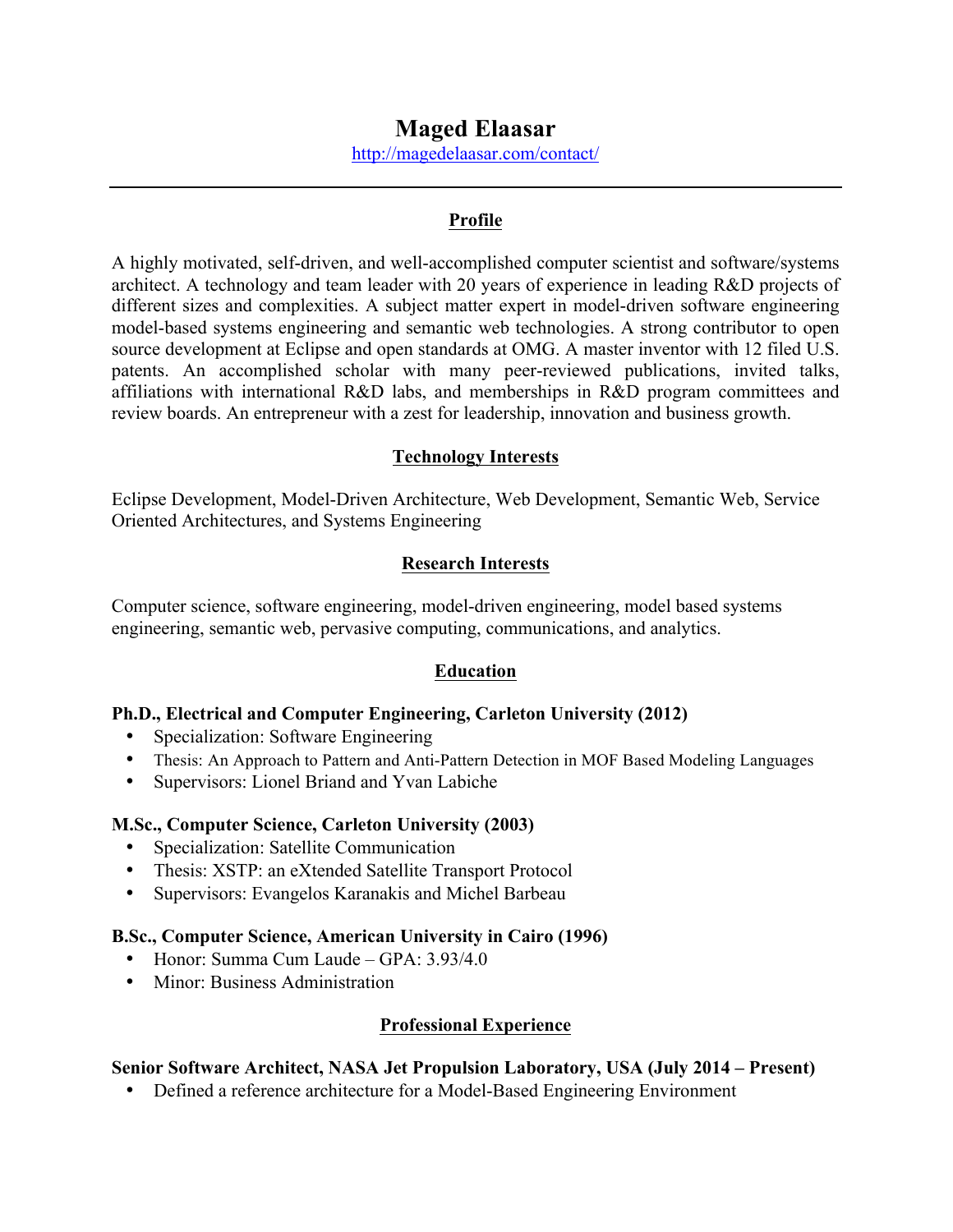# Maged Elaasar

http://magedelaasar.com/contact/

---

## Profile

A highly motivated, self-driven, and well-accomplished computer scientist and software/systems architect. A technology and team leader with 20 years of experience in leading R&D projects of different sizes and complexities. A subject matter expert in model-driven software engineering model-based systems engineering and semantic web technologies. A strong contributor to open source development at Eclipse and open standards at OMG. A master inventor with 12 filed U.S. patents. An accomplished scholar with many peer-reviewed publications, invited talks, affiliations with international R&D labs, and memberships in R&D program committees and review boards. An entrepreneur with a zest for leadership, innovation and business growth.

## Technology Interests

Eclipse Development, Model-Driven Architecture, Web Development, Semantic Web, Service Oriented Architectures, and Systems Engineering

## Research Interests

Computer science, software engineering, model-driven engineering, model based systems engineering, semantic web, pervasive computing, communications, and analytics.

## Education

**Ph.D., Electrical and Computer Engineering, Carleton University (2012)**

- Specialization: Software Engineering
- Thesis: An Approach to Pattern and Anti-Pattern Detection in MOF Based Modeling Languages
- Supervisors: Lionel Briand and Yvan Labiche

**M.Sc., Computer Science, Carleton University (2003)**

- Specialization: Satellite Communication
- Thesis: XSTP: an eXtended Satellite Transport Protocol
- Supervisors: Evangelos Karanakis and Michel Barbeau

**B.Sc., Computer Science, American University in Cairo (1996)**

- Honor: Summa Cum Laude – GPA: 3.93/4.0
- Minor: Business Administration

## Professional Experience

**Senior Software Architect, NASA Jet Propulsion Laboratory, USA (July 2014 – Present)**

- Defined a reference architecture for a Model-Based Engineering Environment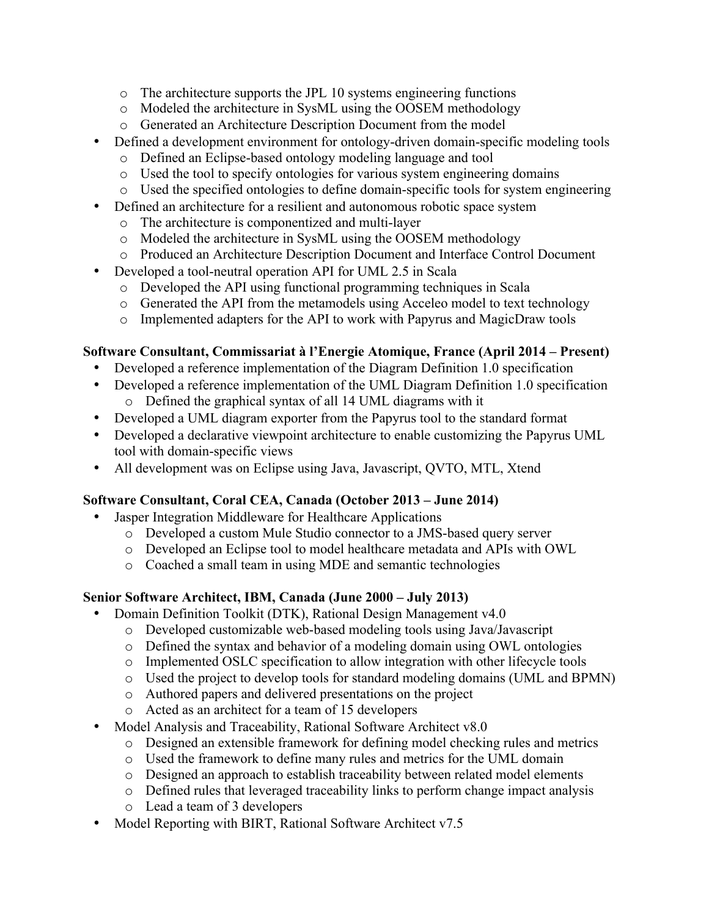- The architecture supports the JPL 10 systems engineering functions
  - Modeled the architecture in SysML using the OOSEM methodology
  - Generated an Architecture Description Document from the model
- Defined a development environment for ontology-driven domain-specific modeling tools
  - Defined an Eclipse-based ontology modeling language and tool
  - Used the tool to specify ontologies for various system engineering domains
  - Used the specified ontologies to define domain-specific tools for system engineering
- Defined an architecture for a resilient and autonomous robotic space system
  - The architecture is componentized and multi-layer
  - Modeled the architecture in SysML using the OOSEM methodology
  - Produced an Architecture Description Document and Interface Control Document
- Developed a tool-neutral operation API for UML 2.5 in Scala
  - Developed the API using functional programming techniques in Scala
  - Generated the API from the metamodels using Acceleo model to text technology
  - Implemented adapters for the API to work with Papyrus and MagicDraw tools

**Software Consultant, Commissariat à l'Energie Atomique, France (April 2014 – Present)**

- Developed a reference implementation of the Diagram Definition 1.0 specification
- Developed a reference implementation of the UML Diagram Definition 1.0 specification
  - Defined the graphical syntax of all 14 UML diagrams with it
- Developed a UML diagram exporter from the Papyrus tool to the standard format
- Developed a declarative viewpoint architecture to enable customizing the Papyrus UML tool with domain-specific views
- All development was on Eclipse using Java, Javascript, QVTO, MTL, Xtend

**Software Consultant, Coral CEA, Canada (October 2013 – June 2014)**

- Jasper Integration Middleware for Healthcare Applications
  - Developed a custom Mule Studio connector to a JMS-based query server
  - Developed an Eclipse tool to model healthcare metadata and APIs with OWL
  - Coached a small team in using MDE and semantic technologies

**Senior Software Architect, IBM, Canada (June 2000 – July 2013)**

- Domain Definition Toolkit (DTK), Rational Design Management v4.0
  - Developed customizable web-based modeling tools using Java/Javascript
  - Defined the syntax and behavior of a modeling domain using OWL ontologies
  - Implemented OSLC specification to allow integration with other lifecycle tools
  - Used the project to develop tools for standard modeling domains (UML and BPMN)
  - Authored papers and delivered presentations on the project
  - Acted as an architect for a team of 15 developers
- Model Analysis and Traceability, Rational Software Architect v8.0
  - Designed an extensible framework for defining model checking rules and metrics
  - Used the framework to define many rules and metrics for the UML domain
  - Designed an approach to establish traceability between related model elements
  - Defined rules that leveraged traceability links to perform change impact analysis
  - Lead a team of 3 developers
- Model Reporting with BIRT, Rational Software Architect v7.5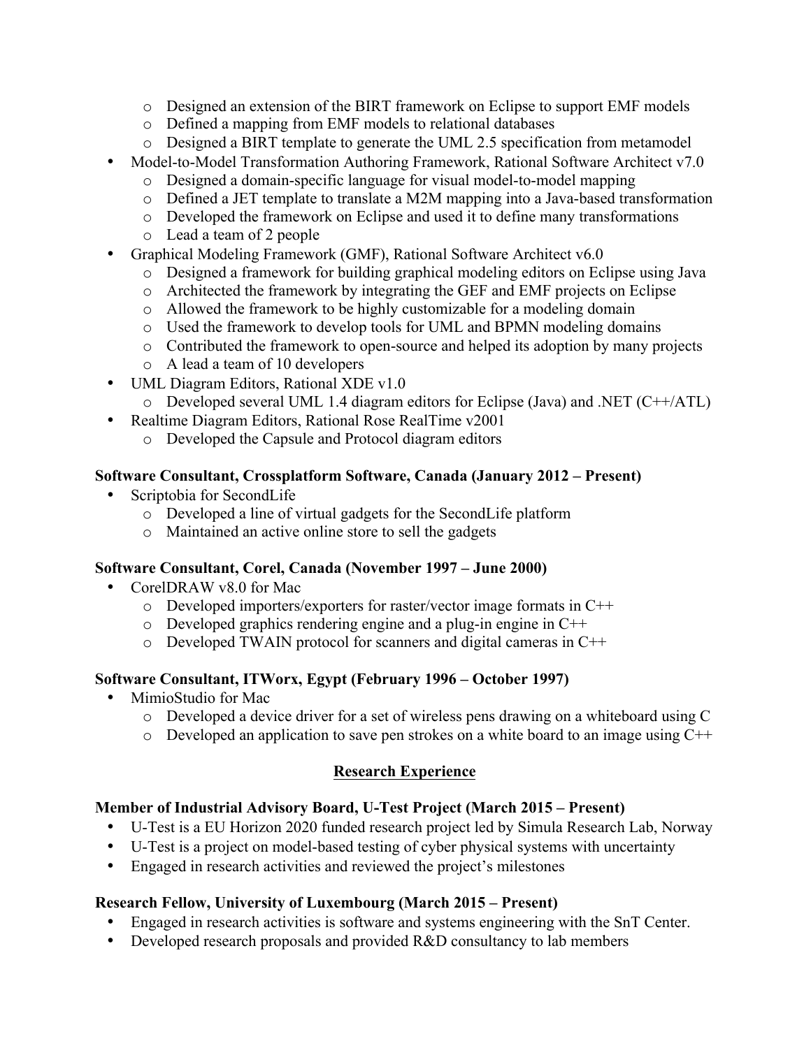- Designed an extension of the BIRT framework on Eclipse to support EMF models
  - Defined a mapping from EMF models to relational databases
  - Designed a BIRT template to generate the UML 2.5 specification from metamodel
- Model-to-Model Transformation Authoring Framework, Rational Software Architect v7.0
  - Designed a domain-specific language for visual model-to-model mapping
  - Defined a JET template to translate a M2M mapping into a Java-based transformation
  - Developed the framework on Eclipse and used it to define many transformations
  - Lead a team of 2 people
- Graphical Modeling Framework (GMF), Rational Software Architect v6.0
  - Designed a framework for building graphical modeling editors on Eclipse using Java
  - Architected the framework by integrating the GEF and EMF projects on Eclipse
  - Allowed the framework to be highly customizable for a modeling domain
  - Used the framework to develop tools for UML and BPMN modeling domains
  - Contributed the framework to open-source and helped its adoption by many projects
  - A lead a team of 10 developers
- UML Diagram Editors, Rational XDE v1.0
  - Developed several UML 1.4 diagram editors for Eclipse (Java) and .NET (C++/ATL)
- Realtime Diagram Editors, Rational Rose RealTime v2001
  - Developed the Capsule and Protocol diagram editors

**Software Consultant, Crossplatform Software, Canada (January 2012 – Present)**

- Scriptobia for SecondLife
  - Developed a line of virtual gadgets for the SecondLife platform
  - Maintained an active online store to sell the gadgets

**Software Consultant, Corel, Canada (November 1997 – June 2000)**

- CorelDRAW v8.0 for Mac
  - Developed importers/exporters for raster/vector image formats in C++
  - Developed graphics rendering engine and a plug-in engine in C++
  - Developed TWAIN protocol for scanners and digital cameras in C++

**Software Consultant, ITWorx, Egypt (February 1996 – October 1997)**

- MimioStudio for Mac
  - Developed a device driver for a set of wireless pens drawing on a whiteboard using C
  - Developed an application to save pen strokes on a white board to an image using C++

## Research Experience

**Member of Industrial Advisory Board, U-Test Project (March 2015 – Present)**

- U-Test is a EU Horizon 2020 funded research project led by Simula Research Lab, Norway
- U-Test is a project on model-based testing of cyber physical systems with uncertainty
- Engaged in research activities and reviewed the project's milestones

**Research Fellow, University of Luxembourg (March 2015 – Present)**

- Engaged in research activities is software and systems engineering with the SnT Center.
- Developed research proposals and provided R&D consultancy to lab members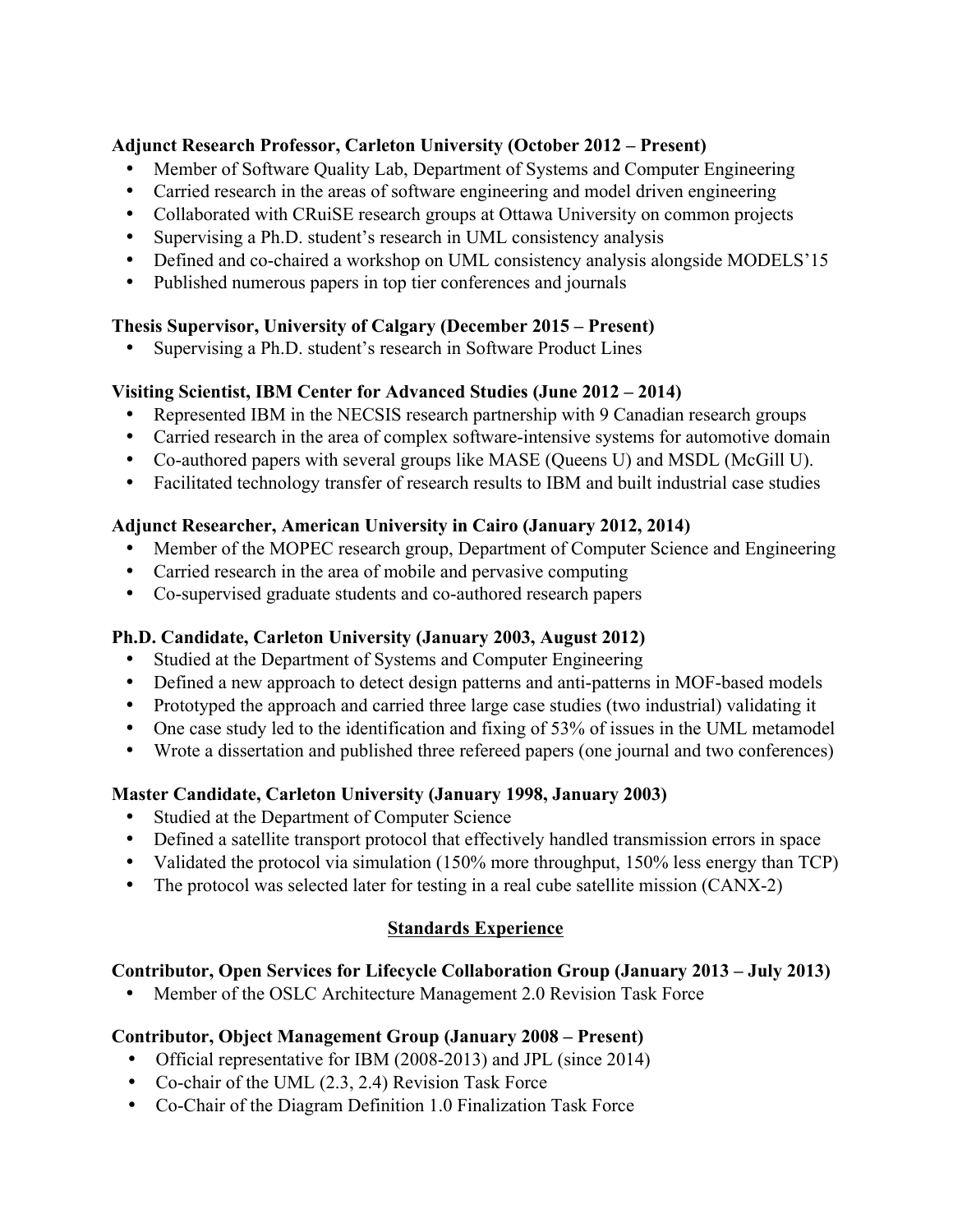**Adjunct Research Professor, Carleton University (October 2012 – Present)**

- Member of Software Quality Lab, Department of Systems and Computer Engineering
- Carried research in the areas of software engineering and model driven engineering
- Collaborated with CRuiSE research groups at Ottawa University on common projects
- Supervising a Ph.D. student's research in UML consistency analysis
- Defined and co-chaired a workshop on UML consistency analysis alongside MODELS'15
- Published numerous papers in top tier conferences and journals

**Thesis Supervisor, University of Calgary (December 2015 – Present)**

- Supervising a Ph.D. student's research in Software Product Lines

**Visiting Scientist, IBM Center for Advanced Studies (June 2012 – 2014)**

- Represented IBM in the NECSIS research partnership with 9 Canadian research groups
- Carried research in the area of complex software-intensive systems for automotive domain
- Co-authored papers with several groups like MASE (Queens U) and MSDL (McGill U).
- Facilitated technology transfer of research results to IBM and built industrial case studies

**Adjunct Researcher, American University in Cairo (January 2012, 2014)**

- Member of the MOPEC research group, Department of Computer Science and Engineering
- Carried research in the area of mobile and pervasive computing
- Co-supervised graduate students and co-authored research papers

**Ph.D. Candidate, Carleton University (January 2003, August 2012)**

- Studied at the Department of Systems and Computer Engineering
- Defined a new approach to detect design patterns and anti-patterns in MOF-based models
- Prototyped the approach and carried three large case studies (two industrial) validating it
- One case study led to the identification and fixing of 53% of issues in the UML metamodel
- Wrote a dissertation and published three refereed papers (one journal and two conferences)

**Master Candidate, Carleton University (January 1998, January 2003)**

- Studied at the Department of Computer Science
- Defined a satellite transport protocol that effectively handled transmission errors in space
- Validated the protocol via simulation (150% more throughput, 150% less energy than TCP)
- The protocol was selected later for testing in a real cube satellite mission (CANX-2)

## Standards Experience

**Contributor, Open Services for Lifecycle Collaboration Group (January 2013 – July 2013)**

- Member of the OSLC Architecture Management 2.0 Revision Task Force

**Contributor, Object Management Group (January 2008 – Present)**

- Official representative for IBM (2008-2013) and JPL (since 2014)
- Co-chair of the UML (2.3, 2.4) Revision Task Force
- Co-Chair of the Diagram Definition 1.0 Finalization Task Force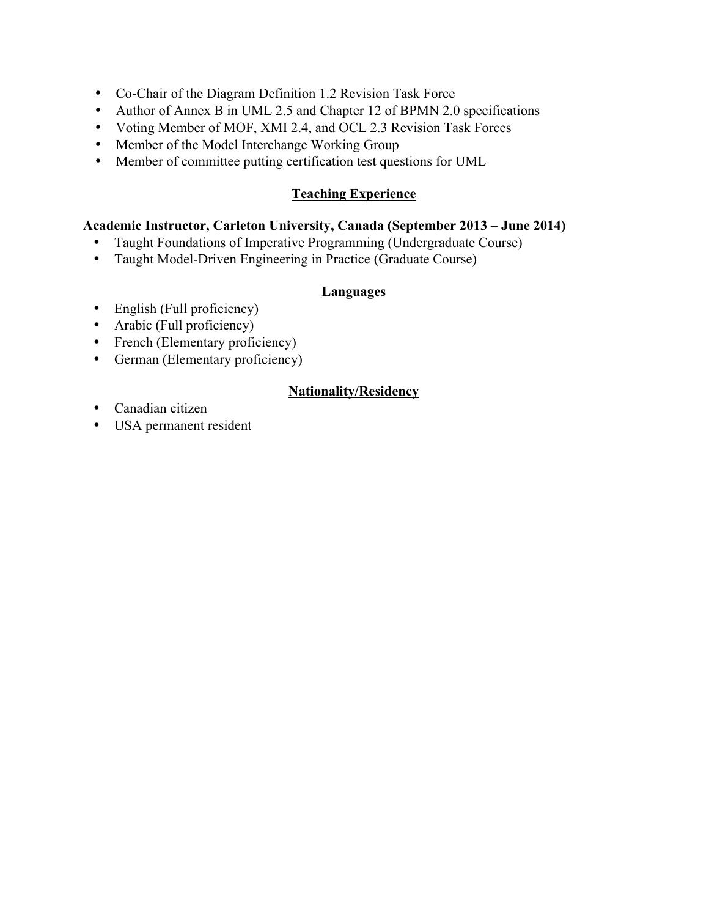- Co-Chair of the Diagram Definition 1.2 Revision Task Force
- Author of Annex B in UML 2.5 and Chapter 12 of BPMN 2.0 specifications
- Voting Member of MOF, XMI 2.4, and OCL 2.3 Revision Task Forces
- Member of the Model Interchange Working Group
- Member of committee putting certification test questions for UML

## Teaching Experience

**Academic Instructor, Carleton University, Canada (September 2013 – June 2014)**

- Taught Foundations of Imperative Programming (Undergraduate Course)
- Taught Model-Driven Engineering in Practice (Graduate Course)

## Languages

- English (Full proficiency)
- Arabic (Full proficiency)
- French (Elementary proficiency)
- German (Elementary proficiency)

## Nationality/Residency

- Canadian citizen
- USA permanent resident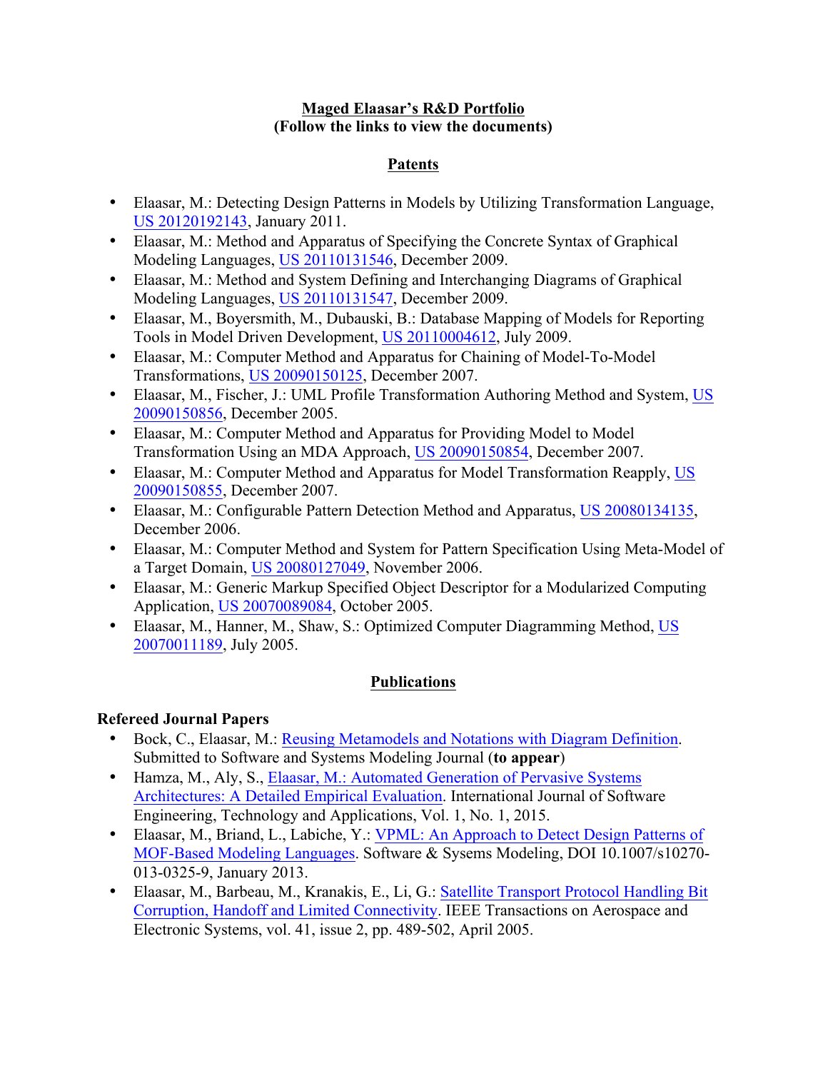# Maged Elaasar's R&D Portfolio
**(Follow the links to view the documents)**

## Patents

- Elaasar, M.: Detecting Design Patterns in Models by Utilizing Transformation Language, US 20120192143, January 2011.
- Elaasar, M.: Method and Apparatus of Specifying the Concrete Syntax of Graphical Modeling Languages, US 20110131546, December 2009.
- Elaasar, M.: Method and System Defining and Interchanging Diagrams of Graphical Modeling Languages, US 20110131547, December 2009.
- Elaasar, M., Boyersmith, M., Dubauski, B.: Database Mapping of Models for Reporting Tools in Model Driven Development, US 20110004612, July 2009.
- Elaasar, M.: Computer Method and Apparatus for Chaining of Model-To-Model Transformations, US 20090150125, December 2007.
- Elaasar, M., Fischer, J.: UML Profile Transformation Authoring Method and System, US 20090150856, December 2005.
- Elaasar, M.: Computer Method and Apparatus for Providing Model to Model Transformation Using an MDA Approach, US 20090150854, December 2007.
- Elaasar, M.: Computer Method and Apparatus for Model Transformation Reapply, US 20090150855, December 2007.
- Elaasar, M.: Configurable Pattern Detection Method and Apparatus, US 20080134135, December 2006.
- Elaasar, M.: Computer Method and System for Pattern Specification Using Meta-Model of a Target Domain, US 20080127049, November 2006.
- Elaasar, M.: Generic Markup Specified Object Descriptor for a Modularized Computing Application, US 20070089084, October 2005.
- Elaasar, M., Hanner, M., Shaw, S.: Optimized Computer Diagramming Method, US 20070011189, July 2005.

## Publications

### Refereed Journal Papers

- Bock, C., Elaasar, M.: Reusing Metamodels and Notations with Diagram Definition. Submitted to Software and Systems Modeling Journal (**to appear**)
- Hamza, M., Aly, S., Elaasar, M.: Automated Generation of Pervasive Systems Architectures: A Detailed Empirical Evaluation. International Journal of Software Engineering, Technology and Applications, Vol. 1, No. 1, 2015.
- Elaasar, M., Briand, L., Labiche, Y.: VPML: An Approach to Detect Design Patterns of MOF-Based Modeling Languages. Software & Sysems Modeling, DOI 10.1007/s10270-013-0325-9, January 2013.
- Elaasar, M., Barbeau, M., Kranakis, E., Li, G.: Satellite Transport Protocol Handling Bit Corruption, Handoff and Limited Connectivity. IEEE Transactions on Aerospace and Electronic Systems, vol. 41, issue 2, pp. 489-502, April 2005.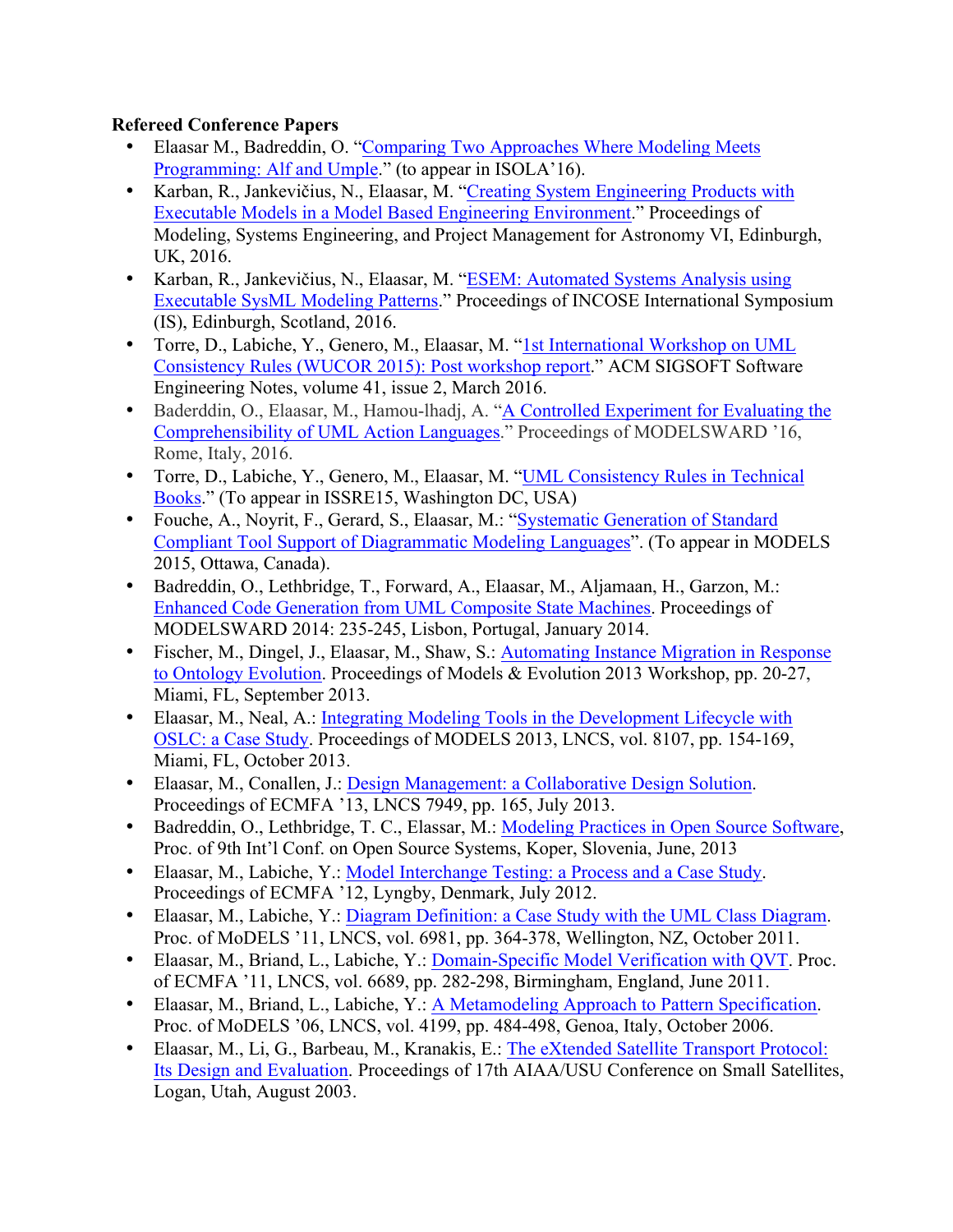**Refereed Conference Papers**

- Elaasar M., Badreddin, O. "Comparing Two Approaches Where Modeling Meets Programming: Alf and Umple." (to appear in ISOLA'16).
- Karban, R., Jankevičius, N., Elaasar, M. "Creating System Engineering Products with Executable Models in a Model Based Engineering Environment." Proceedings of Modeling, Systems Engineering, and Project Management for Astronomy VI, Edinburgh, UK, 2016.
- Karban, R., Jankevičius, N., Elaasar, M. "ESEM: Automated Systems Analysis using Executable SysML Modeling Patterns." Proceedings of INCOSE International Symposium (IS), Edinburgh, Scotland, 2016.
- Torre, D., Labiche, Y., Genero, M., Elaasar, M. "1st International Workshop on UML Consistency Rules (WUCOR 2015): Post workshop report." ACM SIGSOFT Software Engineering Notes, volume 41, issue 2, March 2016.
- Baderddin, O., Elaasar, M., Hamou-lhadj, A. "A Controlled Experiment for Evaluating the Comprehensibility of UML Action Languages." Proceedings of MODELSWARD '16, Rome, Italy, 2016.
- Torre, D., Labiche, Y., Genero, M., Elaasar, M. "UML Consistency Rules in Technical Books." (To appear in ISSRE15, Washington DC, USA)
- Fouche, A., Noyrit, F., Gerard, S., Elaasar, M.: "Systematic Generation of Standard Compliant Tool Support of Diagrammatic Modeling Languages". (To appear in MODELS 2015, Ottawa, Canada).
- Badreddin, O., Lethbridge, T., Forward, A., Elaasar, M., Aljamaan, H., Garzon, M.: Enhanced Code Generation from UML Composite State Machines. Proceedings of MODELSWARD 2014: 235-245, Lisbon, Portugal, January 2014.
- Fischer, M., Dingel, J., Elaasar, M., Shaw, S.: Automating Instance Migration in Response to Ontology Evolution. Proceedings of Models & Evolution 2013 Workshop, pp. 20-27, Miami, FL, September 2013.
- Elaasar, M., Neal, A.: Integrating Modeling Tools in the Development Lifecycle with OSLC: a Case Study. Proceedings of MODELS 2013, LNCS, vol. 8107, pp. 154-169, Miami, FL, October 2013.
- Elaasar, M., Conallen, J.: Design Management: a Collaborative Design Solution. Proceedings of ECMFA '13, LNCS 7949, pp. 165, July 2013.
- Badreddin, O., Lethbridge, T. C., Elassar, M.: Modeling Practices in Open Source Software, Proc. of 9th Int'l Conf. on Open Source Systems, Koper, Slovenia, June, 2013
- Elaasar, M., Labiche, Y.: Model Interchange Testing: a Process and a Case Study. Proceedings of ECMFA '12, Lyngby, Denmark, July 2012.
- Elaasar, M., Labiche, Y.: Diagram Definition: a Case Study with the UML Class Diagram. Proc. of MoDELS '11, LNCS, vol. 6981, pp. 364-378, Wellington, NZ, October 2011.
- Elaasar, M., Briand, L., Labiche, Y.: Domain-Specific Model Verification with QVT. Proc. of ECMFA '11, LNCS, vol. 6689, pp. 282-298, Birmingham, England, June 2011.
- Elaasar, M., Briand, L., Labiche, Y.: A Metamodeling Approach to Pattern Specification. Proc. of MoDELS '06, LNCS, vol. 4199, pp. 484-498, Genoa, Italy, October 2006.
- Elaasar, M., Li, G., Barbeau, M., Kranakis, E.: The eXtended Satellite Transport Protocol: Its Design and Evaluation. Proceedings of 17th AIAA/USU Conference on Small Satellites, Logan, Utah, August 2003.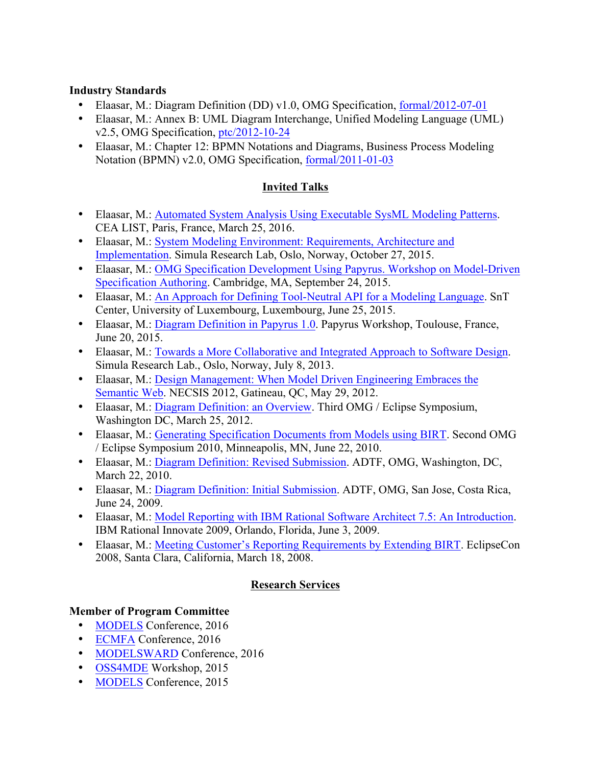**Industry Standards**

- Elaasar, M.: Diagram Definition (DD) v1.0, OMG Specification, formal/2012-07-01
- Elaasar, M.: Annex B: UML Diagram Interchange, Unified Modeling Language (UML) v2.5, OMG Specification, ptc/2012-10-24
- Elaasar, M.: Chapter 12: BPMN Notations and Diagrams, Business Process Modeling Notation (BPMN) v2.0, OMG Specification, formal/2011-01-03

## Invited Talks

- Elaasar, M.: Automated System Analysis Using Executable SysML Modeling Patterns. CEA LIST, Paris, France, March 25, 2016.
- Elaasar, M.: System Modeling Environment: Requirements, Architecture and Implementation. Simula Research Lab, Oslo, Norway, October 27, 2015.
- Elaasar, M.: OMG Specification Development Using Papyrus. Workshop on Model-Driven Specification Authoring. Cambridge, MA, September 24, 2015.
- Elaasar, M.: An Approach for Defining Tool-Neutral API for a Modeling Language. SnT Center, University of Luxembourg, Luxembourg, June 25, 2015.
- Elaasar, M.: Diagram Definition in Papyrus 1.0. Papyrus Workshop, Toulouse, France, June 20, 2015.
- Elaasar, M.: Towards a More Collaborative and Integrated Approach to Software Design. Simula Research Lab., Oslo, Norway, July 8, 2013.
- Elaasar, M.: Design Management: When Model Driven Engineering Embraces the Semantic Web. NECSIS 2012, Gatineau, QC, May 29, 2012.
- Elaasar, M.: Diagram Definition: an Overview. Third OMG / Eclipse Symposium, Washington DC, March 25, 2012.
- Elaasar, M.: Generating Specification Documents from Models using BIRT. Second OMG / Eclipse Symposium 2010, Minneapolis, MN, June 22, 2010.
- Elaasar, M.: Diagram Definition: Revised Submission. ADTF, OMG, Washington, DC, March 22, 2010.
- Elaasar, M.: Diagram Definition: Initial Submission. ADTF, OMG, San Jose, Costa Rica, June 24, 2009.
- Elaasar, M.: Model Reporting with IBM Rational Software Architect 7.5: An Introduction. IBM Rational Innovate 2009, Orlando, Florida, June 3, 2009.
- Elaasar, M.: Meeting Customer's Reporting Requirements by Extending BIRT. EclipseCon 2008, Santa Clara, California, March 18, 2008.

## Research Services

**Member of Program Committee**

- MODELS Conference, 2016
- ECMFA Conference, 2016
- MODELSWARD Conference, 2016
- OSS4MDE Workshop, 2015
- MODELS Conference, 2015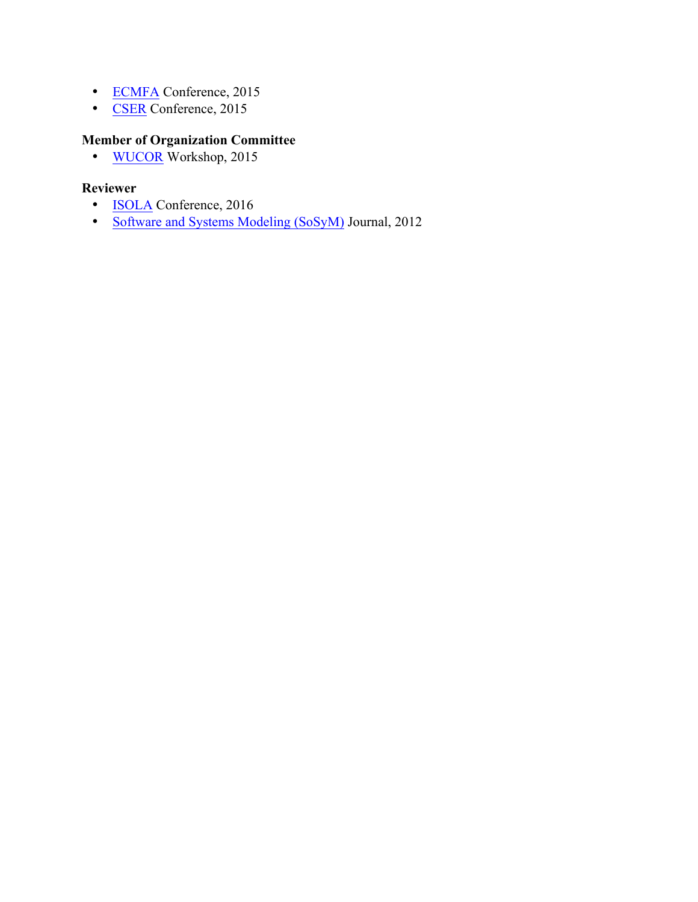- ECMFA Conference, 2015
- CSER Conference, 2015

**Member of Organization Committee**

- WUCOR Workshop, 2015

**Reviewer**

- ISOLA Conference, 2016
- Software and Systems Modeling (SoSyM) Journal, 2012